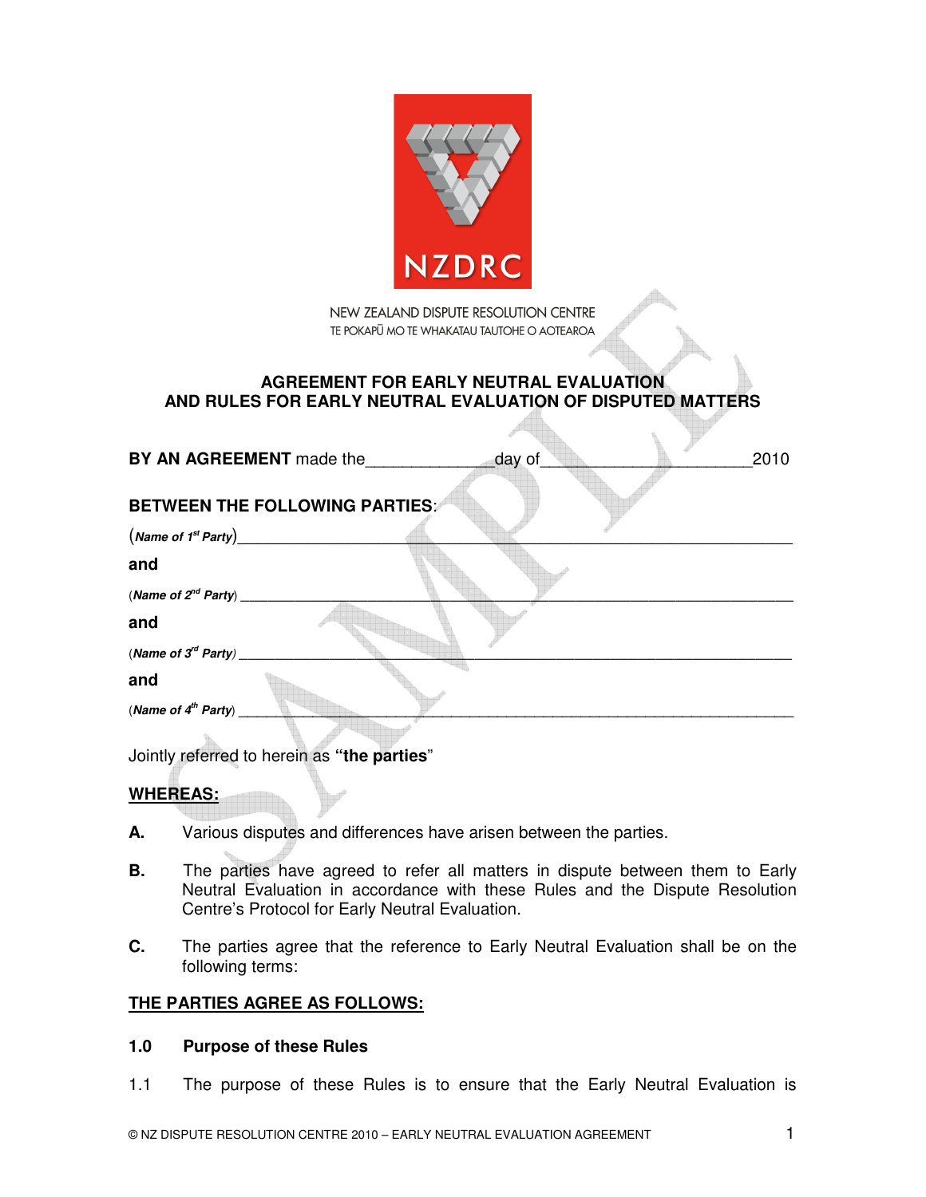NZDRC

NEW ZEALAND DISPUTE RESOLUTION CENTRE
TE POKAPŪ MO TE WHAKATAU TAUTOHE O AOTEAROA

# AGREEMENT FOR EARLY NEUTRAL EVALUATION AND RULES FOR EARLY NEUTRAL EVALUATION OF DISPUTED MATTERS

**BY AN AGREEMENT** made the______________day of________________________2010

**BETWEEN THE FOLLOWING PARTIES**:

(***Name of 1st Party***)_______________________________________________________________

**and**

(***Name of 2nd Party***) _______________________________________________________________

**and**

(***Name of 3rd Party***) _______________________________________________________________

**and**

(***Name of 4th Party***) _______________________________________________________________

Jointly referred to herein as **"the parties"**

**WHEREAS:**

**A.** Various disputes and differences have arisen between the parties.

**B.** The parties have agreed to refer all matters in dispute between them to Early Neutral Evaluation in accordance with these Rules and the Dispute Resolution Centre's Protocol for Early Neutral Evaluation.

**C.** The parties agree that the reference to Early Neutral Evaluation shall be on the following terms:

**THE PARTIES AGREE AS FOLLOWS:**

## 1.0 Purpose of these Rules

1.1 The purpose of these Rules is to ensure that the Early Neutral Evaluation is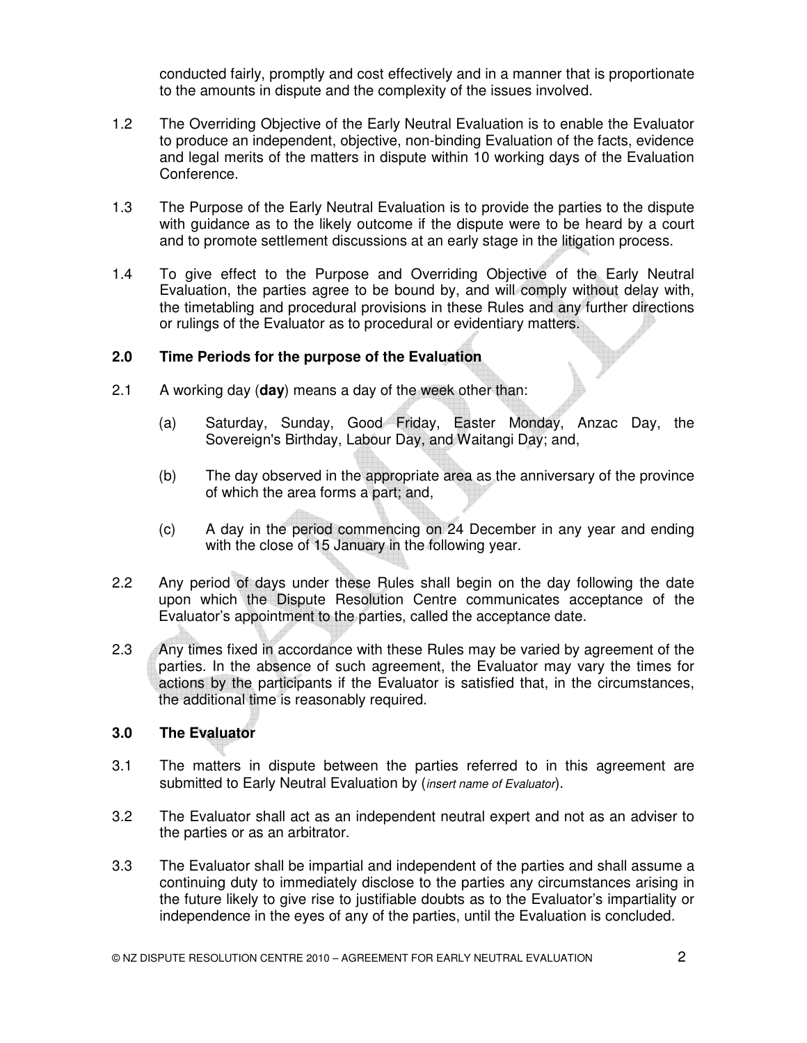conducted fairly, promptly and cost effectively and in a manner that is proportionate to the amounts in dispute and the complexity of the issues involved.

1.2 The Overriding Objective of the Early Neutral Evaluation is to enable the Evaluator to produce an independent, objective, non-binding Evaluation of the facts, evidence and legal merits of the matters in dispute within 10 working days of the Evaluation Conference.

1.3 The Purpose of the Early Neutral Evaluation is to provide the parties to the dispute with guidance as to the likely outcome if the dispute were to be heard by a court and to promote settlement discussions at an early stage in the litigation process.

1.4 To give effect to the Purpose and Overriding Objective of the Early Neutral Evaluation, the parties agree to be bound by, and will comply without delay with, the timetabling and procedural provisions in these Rules and any further directions or rulings of the Evaluator as to procedural or evidentiary matters.

## 2.0 Time Periods for the purpose of the Evaluation

2.1 A working day (**day**) means a day of the week other than:

(a) Saturday, Sunday, Good Friday, Easter Monday, Anzac Day, the Sovereign's Birthday, Labour Day, and Waitangi Day; and,

(b) The day observed in the appropriate area as the anniversary of the province of which the area forms a part; and,

(c) A day in the period commencing on 24 December in any year and ending with the close of 15 January in the following year.

2.2 Any period of days under these Rules shall begin on the day following the date upon which the Dispute Resolution Centre communicates acceptance of the Evaluator's appointment to the parties, called the acceptance date.

2.3 Any times fixed in accordance with these Rules may be varied by agreement of the parties. In the absence of such agreement, the Evaluator may vary the times for actions by the participants if the Evaluator is satisfied that, in the circumstances, the additional time is reasonably required.

## 3.0 The Evaluator

3.1 The matters in dispute between the parties referred to in this agreement are submitted to Early Neutral Evaluation by (*insert name of Evaluator*).

3.2 The Evaluator shall act as an independent neutral expert and not as an adviser to the parties or as an arbitrator.

3.3 The Evaluator shall be impartial and independent of the parties and shall assume a continuing duty to immediately disclose to the parties any circumstances arising in the future likely to give rise to justifiable doubts as to the Evaluator's impartiality or independence in the eyes of any of the parties, until the Evaluation is concluded.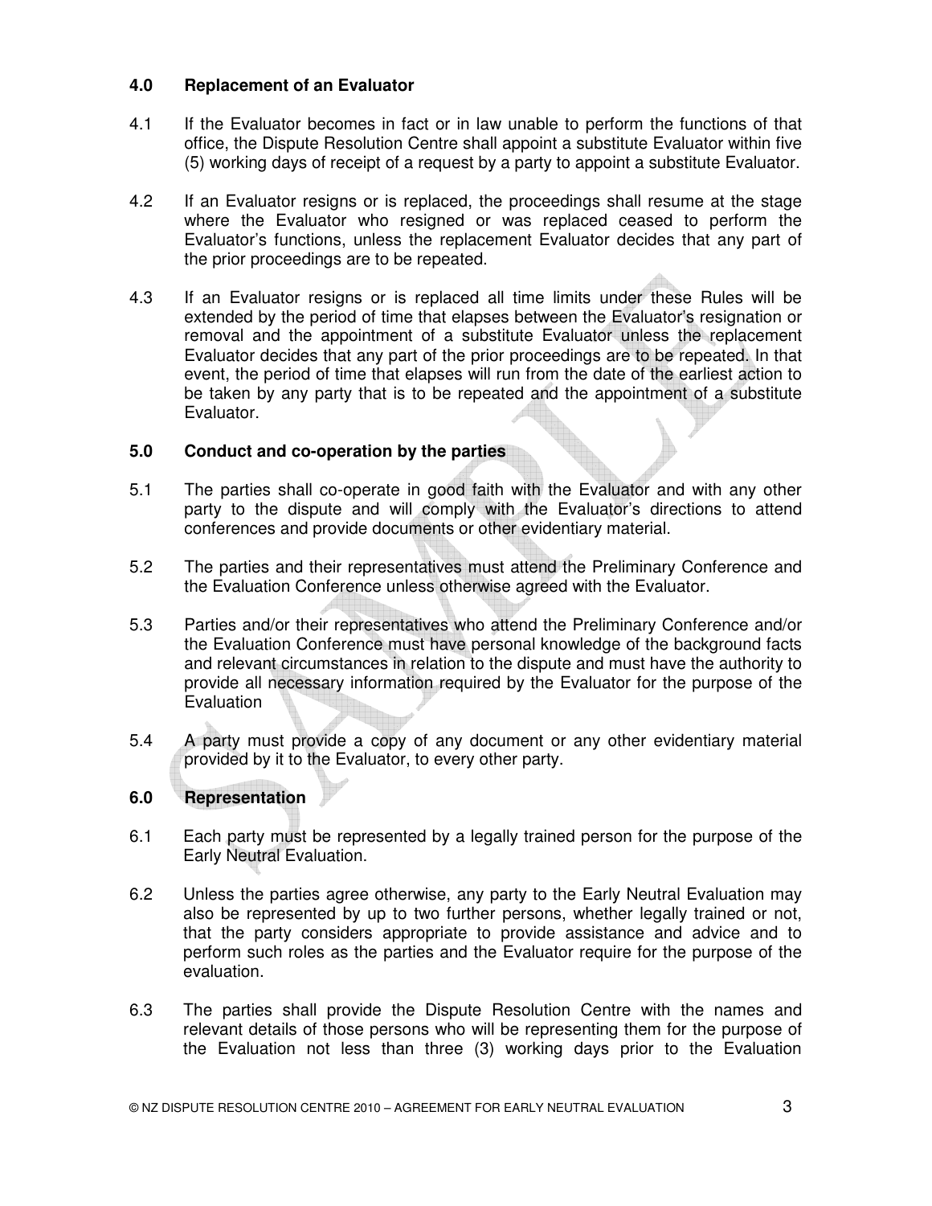## 4.0 Replacement of an Evaluator

4.1 If the Evaluator becomes in fact or in law unable to perform the functions of that office, the Dispute Resolution Centre shall appoint a substitute Evaluator within five (5) working days of receipt of a request by a party to appoint a substitute Evaluator.

4.2 If an Evaluator resigns or is replaced, the proceedings shall resume at the stage where the Evaluator who resigned or was replaced ceased to perform the Evaluator's functions, unless the replacement Evaluator decides that any part of the prior proceedings are to be repeated.

4.3 If an Evaluator resigns or is replaced all time limits under these Rules will be extended by the period of time that elapses between the Evaluator's resignation or removal and the appointment of a substitute Evaluator unless the replacement Evaluator decides that any part of the prior proceedings are to be repeated. In that event, the period of time that elapses will run from the date of the earliest action to be taken by any party that is to be repeated and the appointment of a substitute Evaluator.

## 5.0 Conduct and co-operation by the parties

5.1 The parties shall co-operate in good faith with the Evaluator and with any other party to the dispute and will comply with the Evaluator's directions to attend conferences and provide documents or other evidentiary material.

5.2 The parties and their representatives must attend the Preliminary Conference and the Evaluation Conference unless otherwise agreed with the Evaluator.

5.3 Parties and/or their representatives who attend the Preliminary Conference and/or the Evaluation Conference must have personal knowledge of the background facts and relevant circumstances in relation to the dispute and must have the authority to provide all necessary information required by the Evaluator for the purpose of the Evaluation

5.4 A party must provide a copy of any document or any other evidentiary material provided by it to the Evaluator, to every other party.

## 6.0 Representation

6.1 Each party must be represented by a legally trained person for the purpose of the Early Neutral Evaluation.

6.2 Unless the parties agree otherwise, any party to the Early Neutral Evaluation may also be represented by up to two further persons, whether legally trained or not, that the party considers appropriate to provide assistance and advice and to perform such roles as the parties and the Evaluator require for the purpose of the evaluation.

6.3 The parties shall provide the Dispute Resolution Centre with the names and relevant details of those persons who will be representing them for the purpose of the Evaluation not less than three (3) working days prior to the Evaluation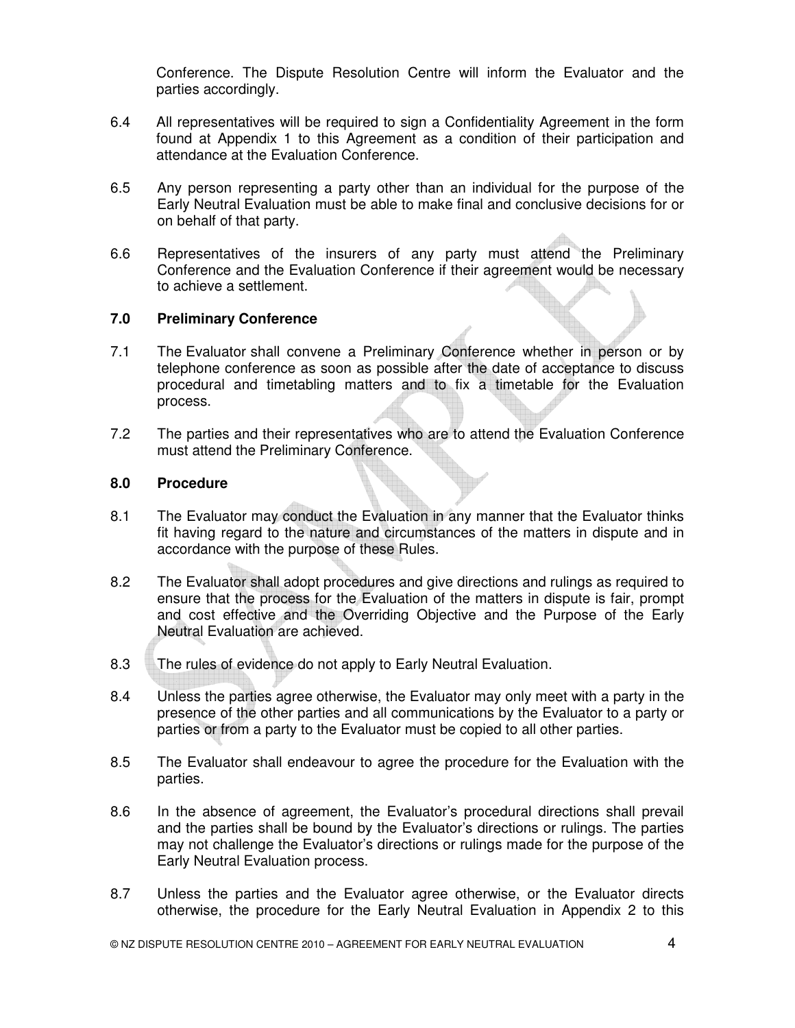Conference. The Dispute Resolution Centre will inform the Evaluator and the parties accordingly.

6.4 All representatives will be required to sign a Confidentiality Agreement in the form found at Appendix 1 to this Agreement as a condition of their participation and attendance at the Evaluation Conference.

6.5 Any person representing a party other than an individual for the purpose of the Early Neutral Evaluation must be able to make final and conclusive decisions for or on behalf of that party.

6.6 Representatives of the insurers of any party must attend the Preliminary Conference and the Evaluation Conference if their agreement would be necessary to achieve a settlement.

### 7.0 Preliminary Conference

7.1 The Evaluator shall convene a Preliminary Conference whether in person or by telephone conference as soon as possible after the date of acceptance to discuss procedural and timetabling matters and to fix a timetable for the Evaluation process.

7.2 The parties and their representatives who are to attend the Evaluation Conference must attend the Preliminary Conference.

### 8.0 Procedure

8.1 The Evaluator may conduct the Evaluation in any manner that the Evaluator thinks fit having regard to the nature and circumstances of the matters in dispute and in accordance with the purpose of these Rules.

8.2 The Evaluator shall adopt procedures and give directions and rulings as required to ensure that the process for the Evaluation of the matters in dispute is fair, prompt and cost effective and the Overriding Objective and the Purpose of the Early Neutral Evaluation are achieved.

8.3 The rules of evidence do not apply to Early Neutral Evaluation.

8.4 Unless the parties agree otherwise, the Evaluator may only meet with a party in the presence of the other parties and all communications by the Evaluator to a party or parties or from a party to the Evaluator must be copied to all other parties.

8.5 The Evaluator shall endeavour to agree the procedure for the Evaluation with the parties.

8.6 In the absence of agreement, the Evaluator's procedural directions shall prevail and the parties shall be bound by the Evaluator's directions or rulings. The parties may not challenge the Evaluator's directions or rulings made for the purpose of the Early Neutral Evaluation process.

8.7 Unless the parties and the Evaluator agree otherwise, or the Evaluator directs otherwise, the procedure for the Early Neutral Evaluation in Appendix 2 to this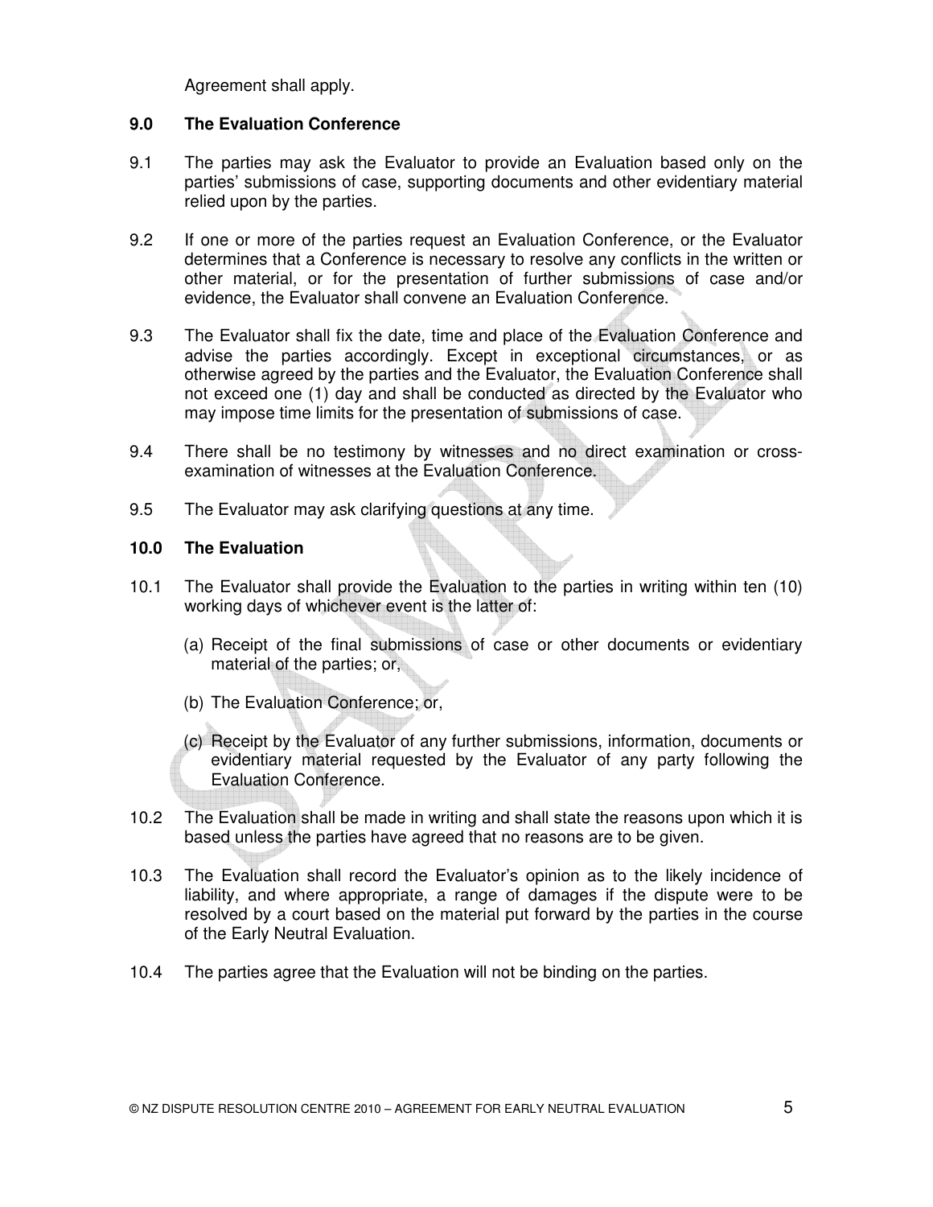Agreement shall apply.

## 9.0 The Evaluation Conference

9.1 The parties may ask the Evaluator to provide an Evaluation based only on the parties' submissions of case, supporting documents and other evidentiary material relied upon by the parties.

9.2 If one or more of the parties request an Evaluation Conference, or the Evaluator determines that a Conference is necessary to resolve any conflicts in the written or other material, or for the presentation of further submissions of case and/or evidence, the Evaluator shall convene an Evaluation Conference.

9.3 The Evaluator shall fix the date, time and place of the Evaluation Conference and advise the parties accordingly. Except in exceptional circumstances, or as otherwise agreed by the parties and the Evaluator, the Evaluation Conference shall not exceed one (1) day and shall be conducted as directed by the Evaluator who may impose time limits for the presentation of submissions of case.

9.4 There shall be no testimony by witnesses and no direct examination or cross-examination of witnesses at the Evaluation Conference.

9.5 The Evaluator may ask clarifying questions at any time.

## 10.0 The Evaluation

10.1 The Evaluator shall provide the Evaluation to the parties in writing within ten (10) working days of whichever event is the latter of:

(a) Receipt of the final submissions of case or other documents or evidentiary material of the parties; or,

(b) The Evaluation Conference; or,

(c) Receipt by the Evaluator of any further submissions, information, documents or evidentiary material requested by the Evaluator of any party following the Evaluation Conference.

10.2 The Evaluation shall be made in writing and shall state the reasons upon which it is based unless the parties have agreed that no reasons are to be given.

10.3 The Evaluation shall record the Evaluator's opinion as to the likely incidence of liability, and where appropriate, a range of damages if the dispute were to be resolved by a court based on the material put forward by the parties in the course of the Early Neutral Evaluation.

10.4 The parties agree that the Evaluation will not be binding on the parties.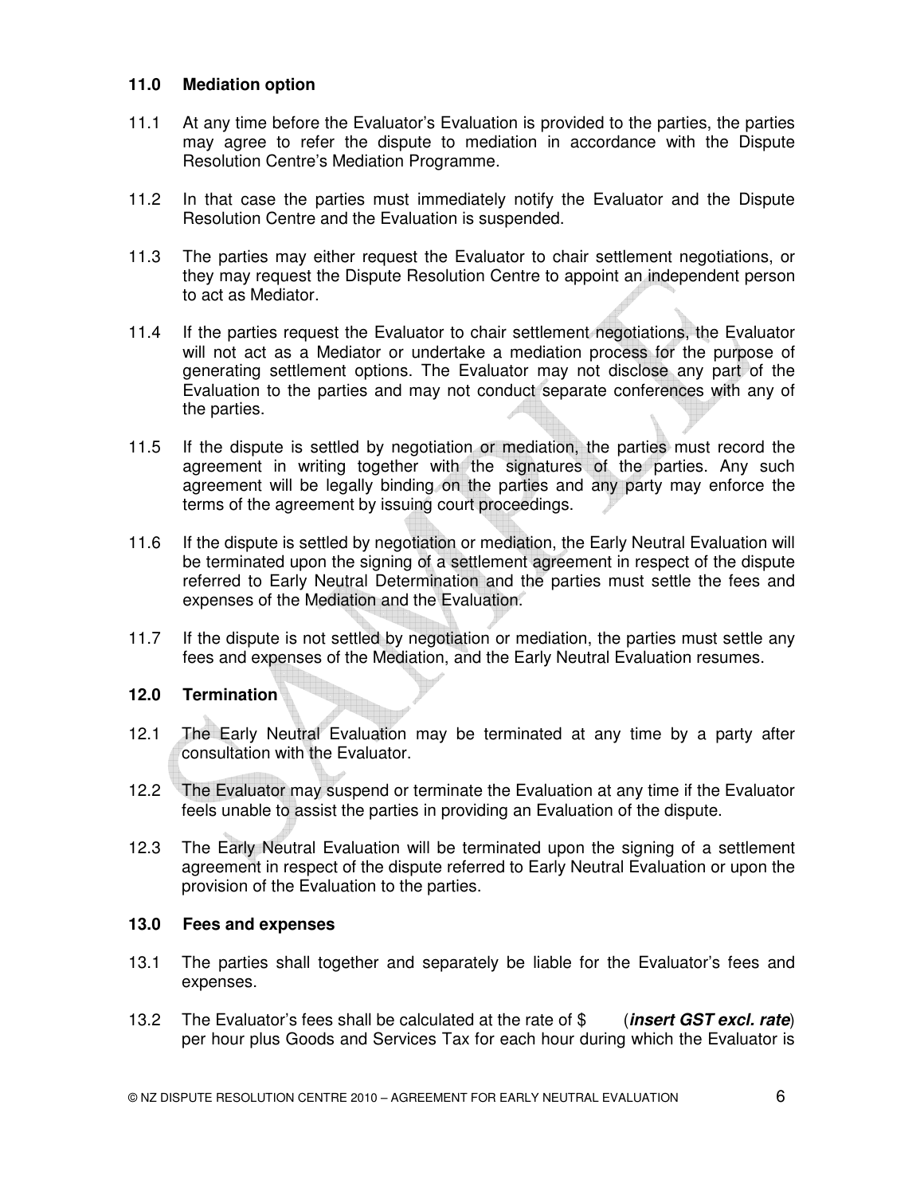### 11.0 Mediation option

11.1 At any time before the Evaluator's Evaluation is provided to the parties, the parties may agree to refer the dispute to mediation in accordance with the Dispute Resolution Centre's Mediation Programme.

11.2 In that case the parties must immediately notify the Evaluator and the Dispute Resolution Centre and the Evaluation is suspended.

11.3 The parties may either request the Evaluator to chair settlement negotiations, or they may request the Dispute Resolution Centre to appoint an independent person to act as Mediator.

11.4 If the parties request the Evaluator to chair settlement negotiations, the Evaluator will not act as a Mediator or undertake a mediation process for the purpose of generating settlement options. The Evaluator may not disclose any part of the Evaluation to the parties and may not conduct separate conferences with any of the parties.

11.5 If the dispute is settled by negotiation or mediation, the parties must record the agreement in writing together with the signatures of the parties. Any such agreement will be legally binding on the parties and any party may enforce the terms of the agreement by issuing court proceedings.

11.6 If the dispute is settled by negotiation or mediation, the Early Neutral Evaluation will be terminated upon the signing of a settlement agreement in respect of the dispute referred to Early Neutral Determination and the parties must settle the fees and expenses of the Mediation and the Evaluation.

11.7 If the dispute is not settled by negotiation or mediation, the parties must settle any fees and expenses of the Mediation, and the Early Neutral Evaluation resumes.

### 12.0 Termination

12.1 The Early Neutral Evaluation may be terminated at any time by a party after consultation with the Evaluator.

12.2 The Evaluator may suspend or terminate the Evaluation at any time if the Evaluator feels unable to assist the parties in providing an Evaluation of the dispute.

12.3 The Early Neutral Evaluation will be terminated upon the signing of a settlement agreement in respect of the dispute referred to Early Neutral Evaluation or upon the provision of the Evaluation to the parties.

### 13.0 Fees and expenses

13.1 The parties shall together and separately be liable for the Evaluator's fees and expenses.

13.2 The Evaluator's fees shall be calculated at the rate of $ (***insert GST excl. rate***) per hour plus Goods and Services Tax for each hour during which the Evaluator is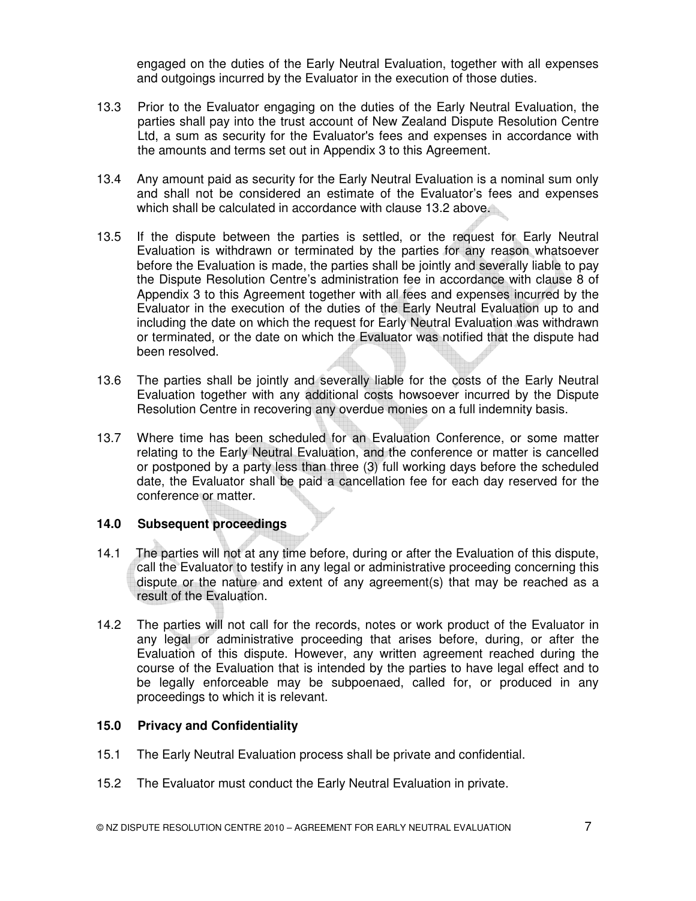engaged on the duties of the Early Neutral Evaluation, together with all expenses and outgoings incurred by the Evaluator in the execution of those duties.

13.3 Prior to the Evaluator engaging on the duties of the Early Neutral Evaluation, the parties shall pay into the trust account of New Zealand Dispute Resolution Centre Ltd, a sum as security for the Evaluator's fees and expenses in accordance with the amounts and terms set out in Appendix 3 to this Agreement.

13.4 Any amount paid as security for the Early Neutral Evaluation is a nominal sum only and shall not be considered an estimate of the Evaluator's fees and expenses which shall be calculated in accordance with clause 13.2 above.

13.5 If the dispute between the parties is settled, or the request for Early Neutral Evaluation is withdrawn or terminated by the parties for any reason whatsoever before the Evaluation is made, the parties shall be jointly and severally liable to pay the Dispute Resolution Centre's administration fee in accordance with clause 8 of Appendix 3 to this Agreement together with all fees and expenses incurred by the Evaluator in the execution of the duties of the Early Neutral Evaluation up to and including the date on which the request for Early Neutral Evaluation was withdrawn or terminated, or the date on which the Evaluator was notified that the dispute had been resolved.

13.6 The parties shall be jointly and severally liable for the costs of the Early Neutral Evaluation together with any additional costs howsoever incurred by the Dispute Resolution Centre in recovering any overdue monies on a full indemnity basis.

13.7 Where time has been scheduled for an Evaluation Conference, or some matter relating to the Early Neutral Evaluation, and the conference or matter is cancelled or postponed by a party less than three (3) full working days before the scheduled date, the Evaluator shall be paid a cancellation fee for each day reserved for the conference or matter.

## 14.0 Subsequent proceedings

14.1 The parties will not at any time before, during or after the Evaluation of this dispute, call the Evaluator to testify in any legal or administrative proceeding concerning this dispute or the nature and extent of any agreement(s) that may be reached as a result of the Evaluation.

14.2 The parties will not call for the records, notes or work product of the Evaluator in any legal or administrative proceeding that arises before, during, or after the Evaluation of this dispute. However, any written agreement reached during the course of the Evaluation that is intended by the parties to have legal effect and to be legally enforceable may be subpoenaed, called for, or produced in any proceedings to which it is relevant.

## 15.0 Privacy and Confidentiality

15.1 The Early Neutral Evaluation process shall be private and confidential.

15.2 The Evaluator must conduct the Early Neutral Evaluation in private.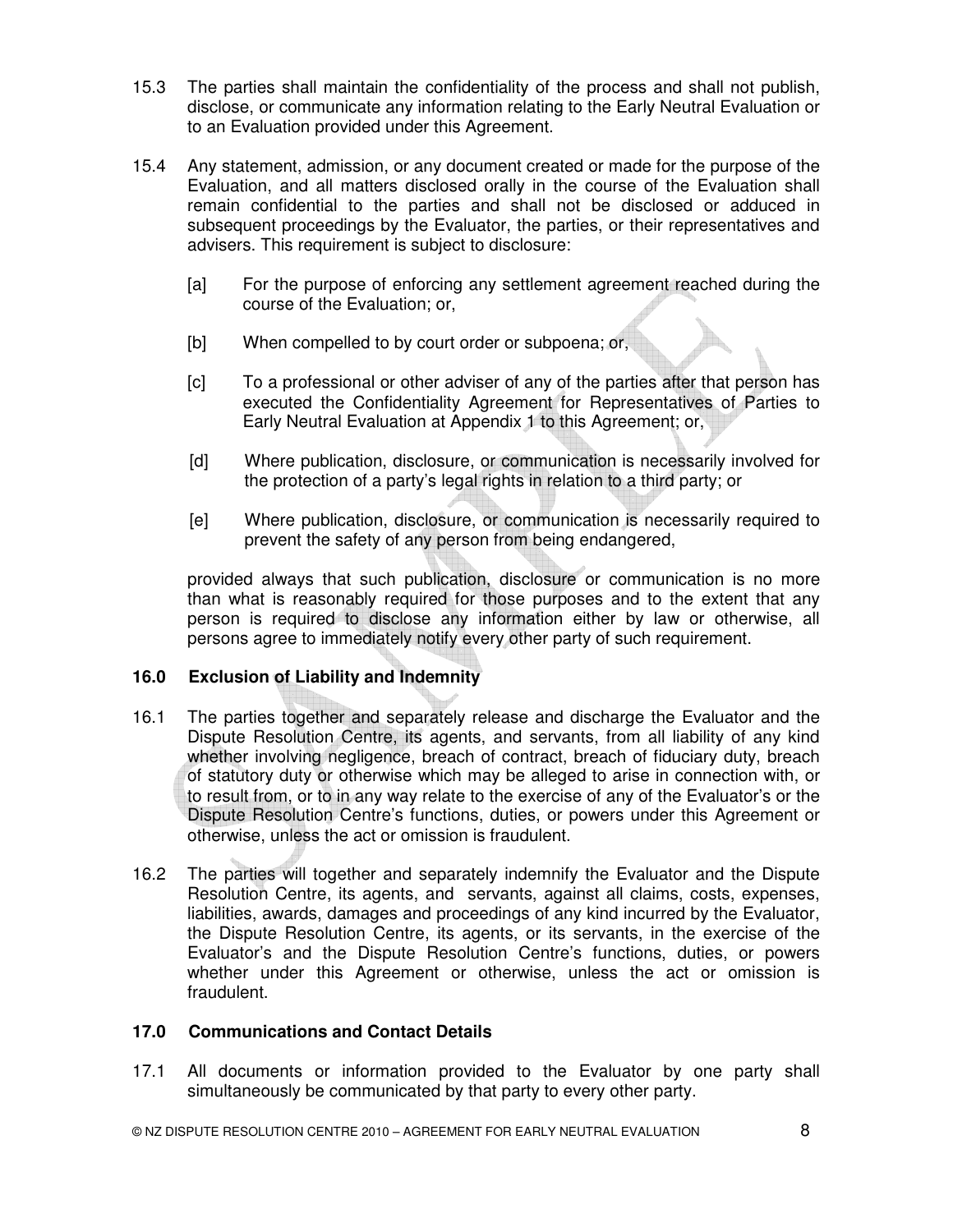15.3 The parties shall maintain the confidentiality of the process and shall not publish, disclose, or communicate any information relating to the Early Neutral Evaluation or to an Evaluation provided under this Agreement.

15.4 Any statement, admission, or any document created or made for the purpose of the Evaluation, and all matters disclosed orally in the course of the Evaluation shall remain confidential to the parties and shall not be disclosed or adduced in subsequent proceedings by the Evaluator, the parties, or their representatives and advisers. This requirement is subject to disclosure:

[a] For the purpose of enforcing any settlement agreement reached during the course of the Evaluation; or,

[b] When compelled to by court order or subpoena; or,

[c] To a professional or other adviser of any of the parties after that person has executed the Confidentiality Agreement for Representatives of Parties to Early Neutral Evaluation at Appendix 1 to this Agreement; or,

[d] Where publication, disclosure, or communication is necessarily involved for the protection of a party's legal rights in relation to a third party; or

[e] Where publication, disclosure, or communication is necessarily required to prevent the safety of any person from being endangered,

provided always that such publication, disclosure or communication is no more than what is reasonably required for those purposes and to the extent that any person is required to disclose any information either by law or otherwise, all persons agree to immediately notify every other party of such requirement.

## 16.0 Exclusion of Liability and Indemnity

16.1 The parties together and separately release and discharge the Evaluator and the Dispute Resolution Centre, its agents, and servants, from all liability of any kind whether involving negligence, breach of contract, breach of fiduciary duty, breach of statutory duty or otherwise which may be alleged to arise in connection with, or to result from, or to in any way relate to the exercise of any of the Evaluator's or the Dispute Resolution Centre's functions, duties, or powers under this Agreement or otherwise, unless the act or omission is fraudulent.

16.2 The parties will together and separately indemnify the Evaluator and the Dispute Resolution Centre, its agents, and servants, against all claims, costs, expenses, liabilities, awards, damages and proceedings of any kind incurred by the Evaluator, the Dispute Resolution Centre, its agents, or its servants, in the exercise of the Evaluator's and the Dispute Resolution Centre's functions, duties, or powers whether under this Agreement or otherwise, unless the act or omission is fraudulent.

## 17.0 Communications and Contact Details

17.1 All documents or information provided to the Evaluator by one party shall simultaneously be communicated by that party to every other party.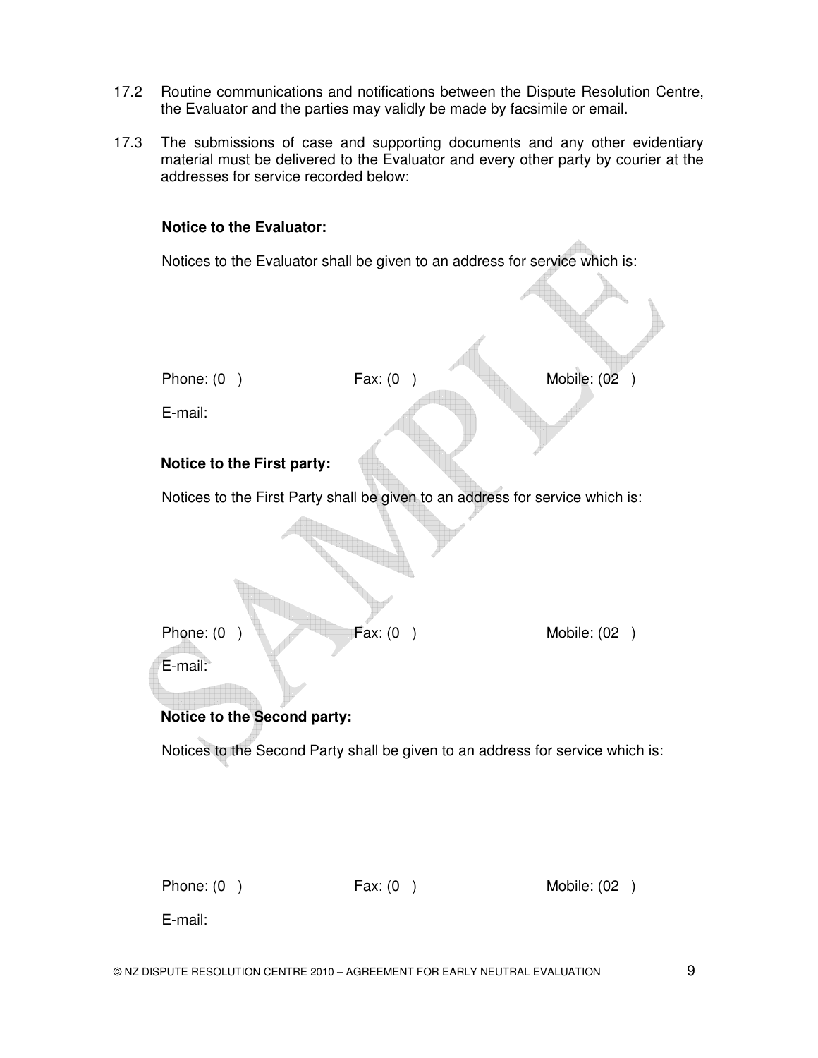17.2 Routine communications and notifications between the Dispute Resolution Centre, the Evaluator and the parties may validly be made by facsimile or email.

17.3 The submissions of case and supporting documents and any other evidentiary material must be delivered to the Evaluator and every other party by courier at the addresses for service recorded below:

**Notice to the Evaluator:**

Notices to the Evaluator shall be given to an address for service which is:

Phone: (0 ) Fax: (0 ) Mobile: (02 )

E-mail:

**Notice to the First party:**

Notices to the First Party shall be given to an address for service which is:

Phone: (0 ) Fax: (0 ) Mobile: (02 )

E-mail:

**Notice to the Second party:**

Notices to the Second Party shall be given to an address for service which is:

Phone: (0 ) Fax: (0 ) Mobile: (02 )

E-mail:

© NZ DISPUTE RESOLUTION CENTRE 2010 – AGREEMENT FOR EARLY NEUTRAL EVALUATION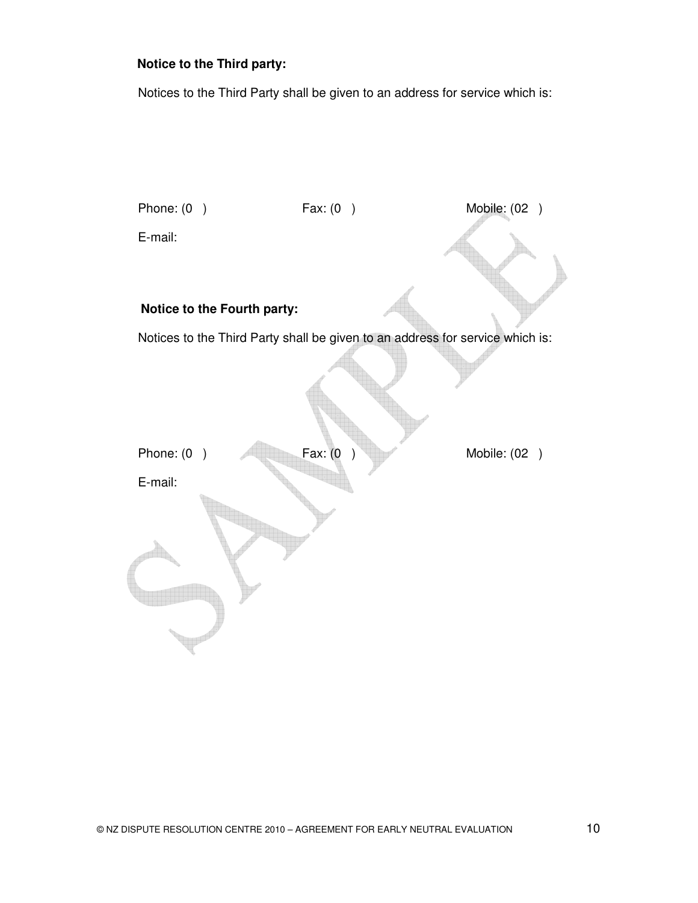**Notice to the Third party:**

Notices to the Third Party shall be given to an address for service which is:

Phone: (0 )　　　　Fax: (0 )　　　　Mobile: (02 )

E-mail:

**Notice to the Fourth party:**

Notices to the Third Party shall be given to an address for service which is:

Phone: (0 )　　　　Fax: (0 )　　　　Mobile: (02 )

E-mail: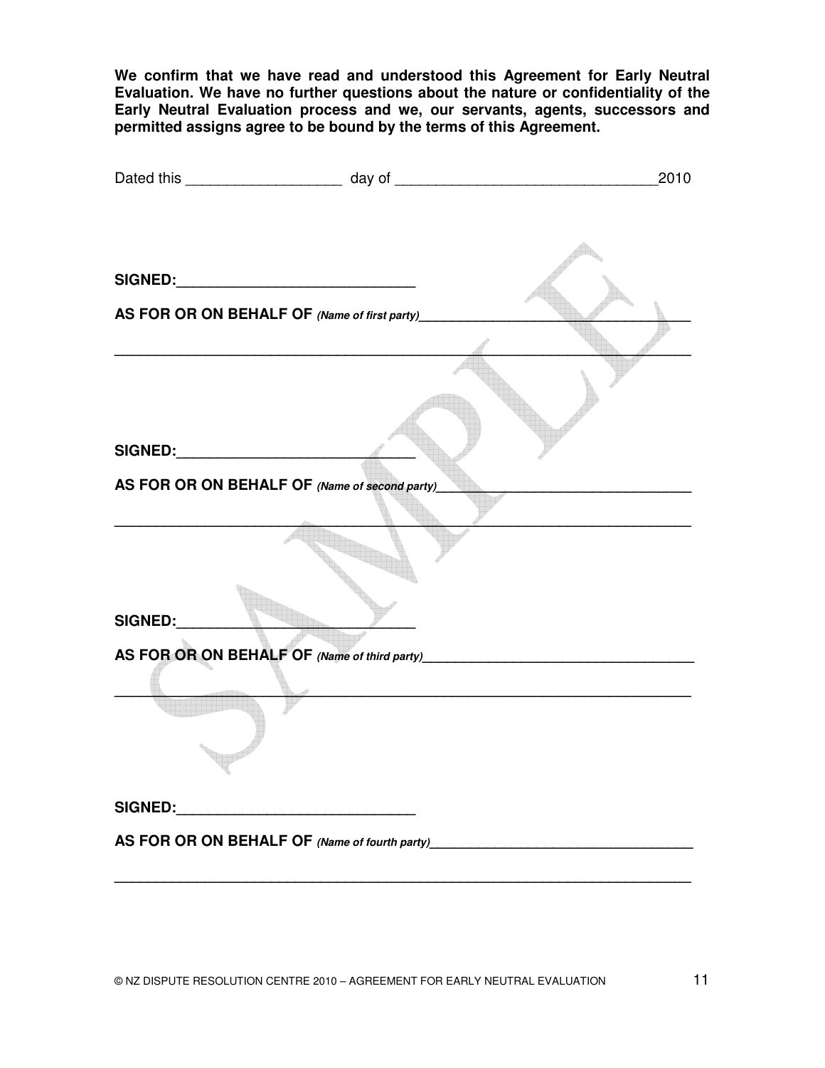**We confirm that we have read and understood this Agreement for Early Neutral Evaluation. We have no further questions about the nature or confidentiality of the Early Neutral Evaluation process and we, our servants, agents, successors and permitted assigns agree to be bound by the terms of this Agreement.**

Dated this ___________________ day of ________________________________2010

**SIGNED:**_____________________________

**AS FOR OR ON BEHALF OF** ***(Name of first party)***__________________________________

______________________________________________________________________

**SIGNED:**_____________________________

**AS FOR OR ON BEHALF OF** ***(Name of second party)***________________________________

______________________________________________________________________

**SIGNED:**_____________________________

**AS FOR OR ON BEHALF OF** ***(Name of third party)***__________________________________

______________________________________________________________________

**SIGNED:**_____________________________

**AS FOR OR ON BEHALF OF** ***(Name of fourth party)***_________________________________

______________________________________________________________________

© NZ DISPUTE RESOLUTION CENTRE 2010 – AGREEMENT FOR EARLY NEUTRAL EVALUATION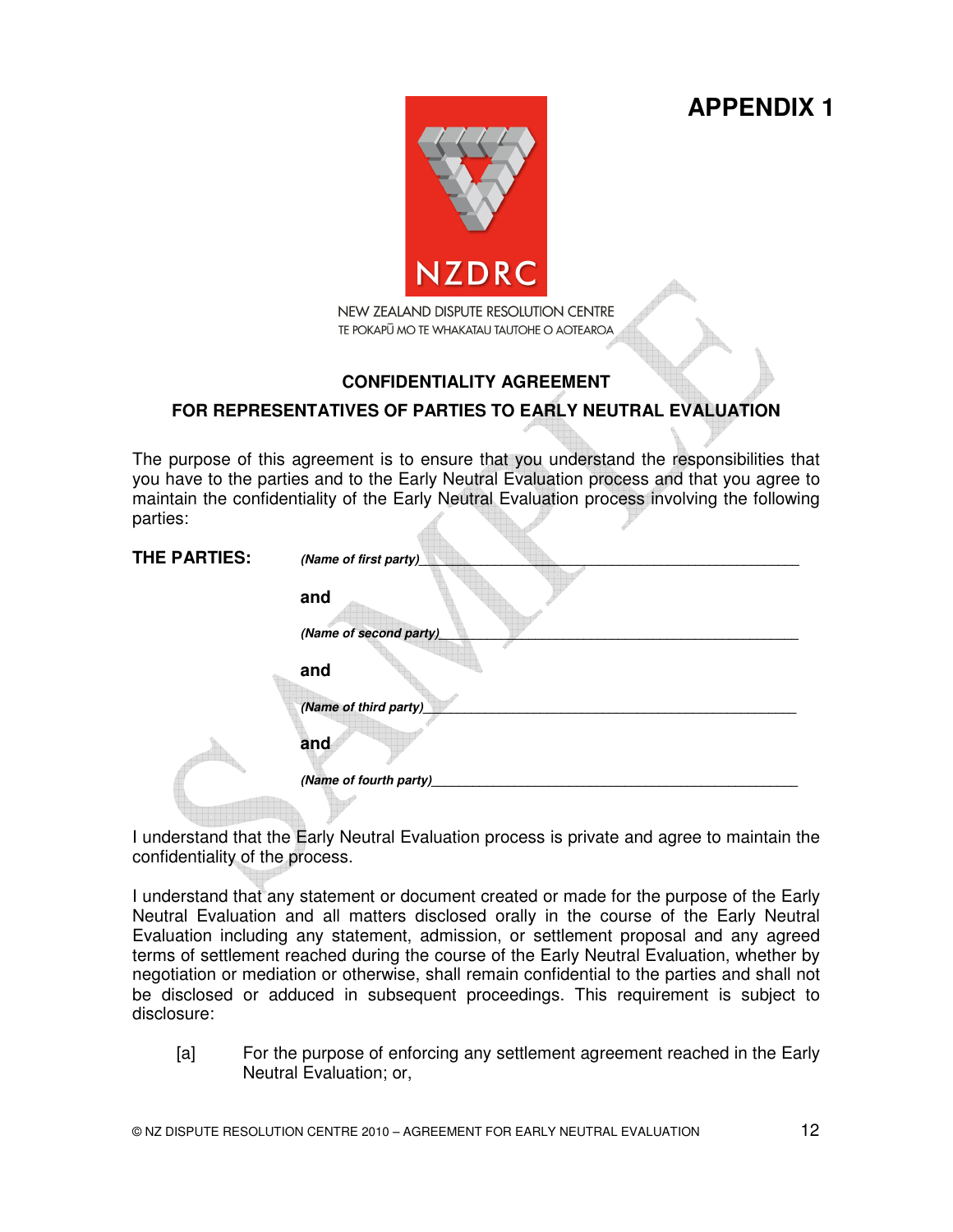# APPENDIX 1

NEW ZEALAND DISPUTE RESOLUTION CENTRE
TE POKAPŪ MO TE WHAKATAU TAUTOHE O AOTEAROA

## CONFIDENTIALITY AGREEMENT

## FOR REPRESENTATIVES OF PARTIES TO EARLY NEUTRAL EVALUATION

The purpose of this agreement is to ensure that you understand the responsibilities that you have to the parties and to the Early Neutral Evaluation process and that you agree to maintain the confidentiality of the Early Neutral Evaluation process involving the following parties:

**THE PARTIES:** ***(Name of first party)***_____________________________________________

**and**

***(Name of second party)***_____________________________________________

**and**

***(Name of third party)***_____________________________________________

**and**

***(Name of fourth party)***_____________________________________________

I understand that the Early Neutral Evaluation process is private and agree to maintain the confidentiality of the process.

I understand that any statement or document created or made for the purpose of the Early Neutral Evaluation and all matters disclosed orally in the course of the Early Neutral Evaluation including any statement, admission, or settlement proposal and any agreed terms of settlement reached during the course of the Early Neutral Evaluation, whether by negotiation or mediation or otherwise, shall remain confidential to the parties and shall not be disclosed or adduced in subsequent proceedings. This requirement is subject to disclosure:

[a] For the purpose of enforcing any settlement agreement reached in the Early Neutral Evaluation; or,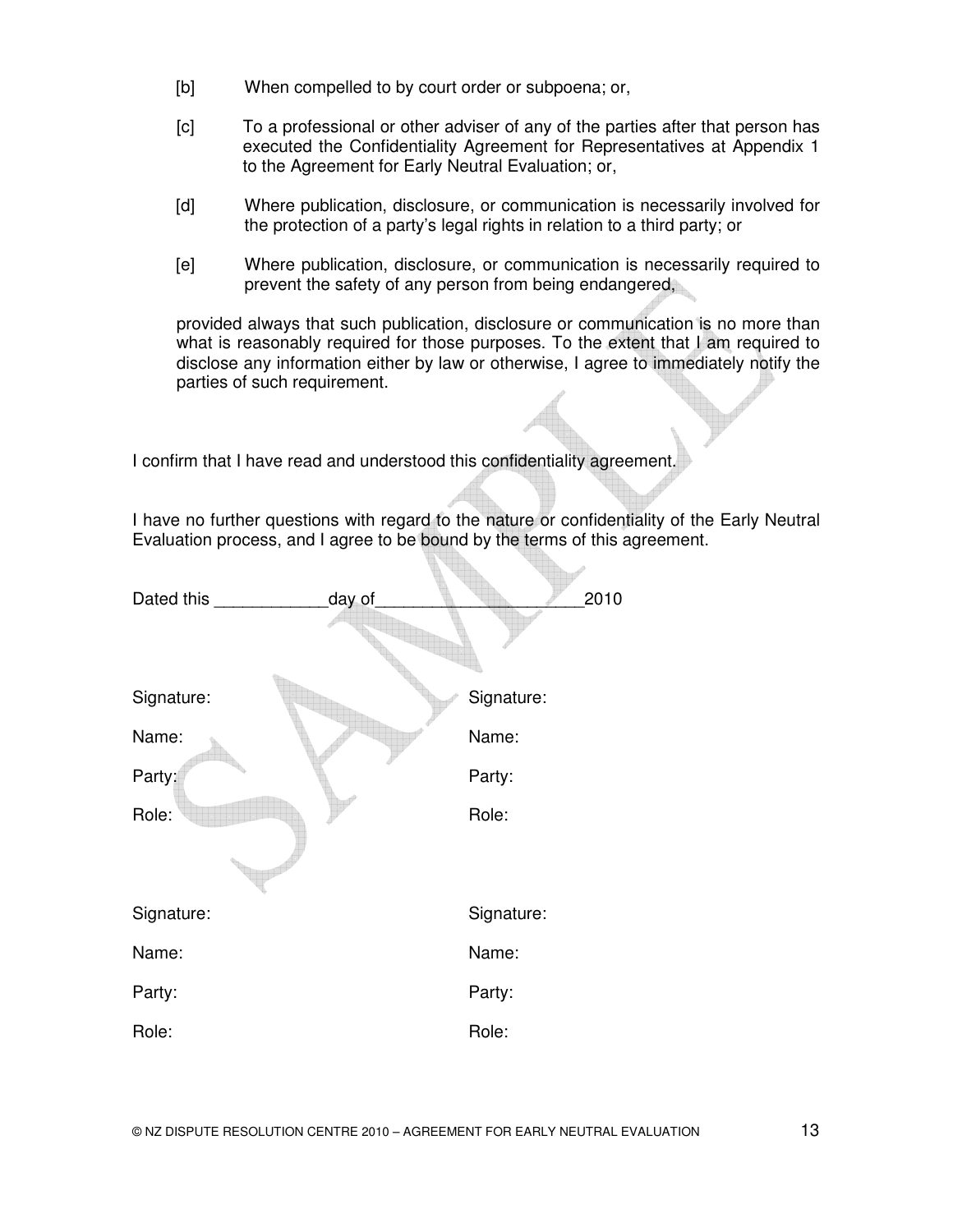[b] When compelled to by court order or subpoena; or,

[c] To a professional or other adviser of any of the parties after that person has executed the Confidentiality Agreement for Representatives at Appendix 1 to the Agreement for Early Neutral Evaluation; or,

[d] Where publication, disclosure, or communication is necessarily involved for the protection of a party's legal rights in relation to a third party; or

[e] Where publication, disclosure, or communication is necessarily required to prevent the safety of any person from being endangered,

provided always that such publication, disclosure or communication is no more than what is reasonably required for those purposes. To the extent that I am required to disclose any information either by law or otherwise, I agree to immediately notify the parties of such requirement.

I confirm that I have read and understood this confidentiality agreement.

I have no further questions with regard to the nature or confidentiality of the Early Neutral Evaluation process, and I agree to be bound by the terms of this agreement.

Dated this ____________day of_____________________2010

| | |
|---|---|
| Signature: | Signature: |
| Name: | Name: |
| Party: | Party: |
| Role: | Role: |

| | |
|---|---|
| Signature: | Signature: |
| Name: | Name: |
| Party: | Party: |
| Role: | Role: |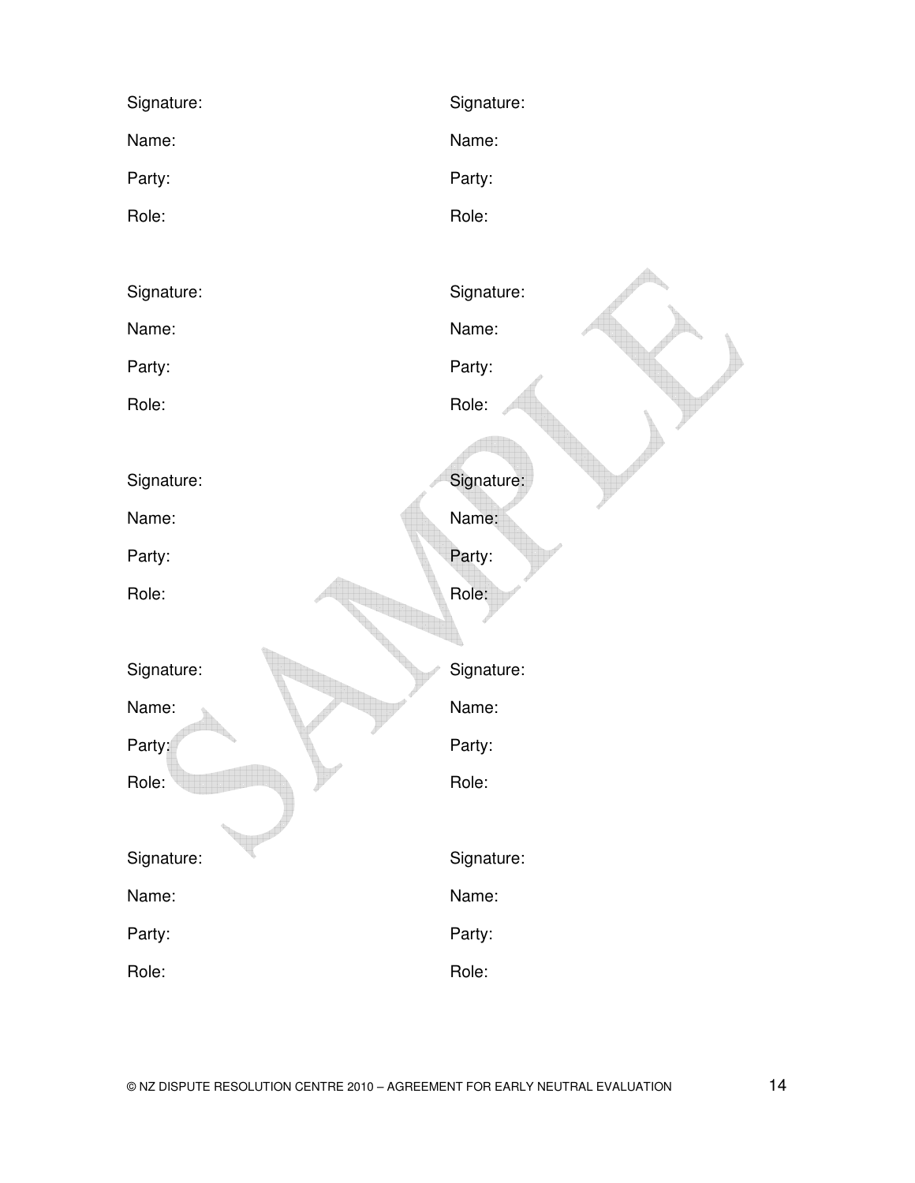Signature:

Name:

Party:

Role:

Signature:

Name:

Party:

Role:

Signature:

Name:

Party:

Role:

Signature:

Name:

Party:

Role:

Signature:

Name:

Party:

Role:

Signature:

Name:

Party:

Role:

Signature:

Name:

Party:

Role:

Signature:

Name:

Party:

Role:

Signature:

Name:

Party:

Role:

Signature:

Name:

Party:

Role:

SAMPLE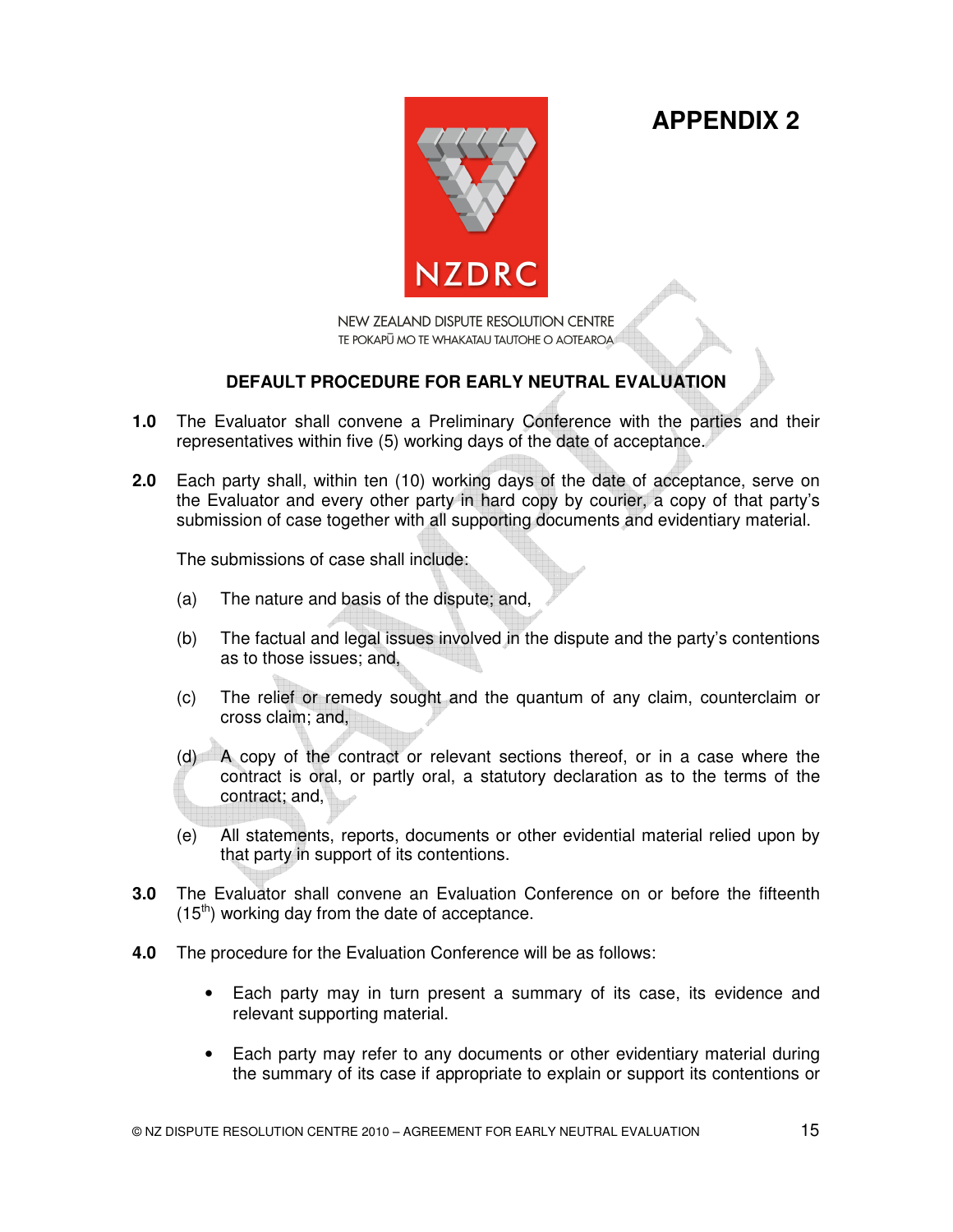# APPENDIX 2

NEW ZEALAND DISPUTE RESOLUTION CENTRE
TE POKAPŪ MO TE WHAKATAU TAUTOHE O AOTEAROA

## DEFAULT PROCEDURE FOR EARLY NEUTRAL EVALUATION

**1.0** The Evaluator shall convene a Preliminary Conference with the parties and their representatives within five (5) working days of the date of acceptance.

**2.0** Each party shall, within ten (10) working days of the date of acceptance, serve on the Evaluator and every other party in hard copy by courier, a copy of that party's submission of case together with all supporting documents and evidentiary material.

The submissions of case shall include:

(a) The nature and basis of the dispute; and,

(b) The factual and legal issues involved in the dispute and the party's contentions as to those issues; and,

(c) The relief or remedy sought and the quantum of any claim, counterclaim or cross claim; and,

(d) A copy of the contract or relevant sections thereof, or in a case where the contract is oral, or partly oral, a statutory declaration as to the terms of the contract; and,

(e) All statements, reports, documents or other evidential material relied upon by that party in support of its contentions.

**3.0** The Evaluator shall convene an Evaluation Conference on or before the fifteenth (15th) working day from the date of acceptance.

**4.0** The procedure for the Evaluation Conference will be as follows:

- Each party may in turn present a summary of its case, its evidence and relevant supporting material.
- Each party may refer to any documents or other evidentiary material during the summary of its case if appropriate to explain or support its contentions or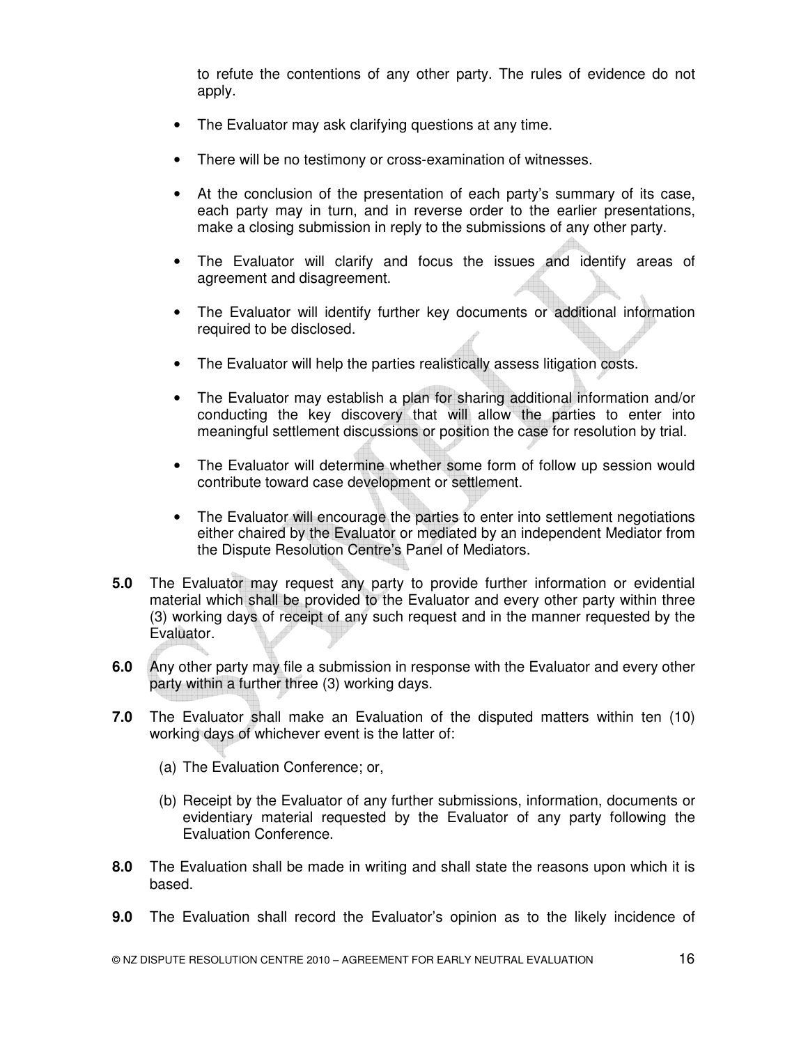to refute the contentions of any other party. The rules of evidence do not apply.

- The Evaluator may ask clarifying questions at any time.
- There will be no testimony or cross-examination of witnesses.
- At the conclusion of the presentation of each party's summary of its case, each party may in turn, and in reverse order to the earlier presentations, make a closing submission in reply to the submissions of any other party.
- The Evaluator will clarify and focus the issues and identify areas of agreement and disagreement.
- The Evaluator will identify further key documents or additional information required to be disclosed.
- The Evaluator will help the parties realistically assess litigation costs.
- The Evaluator may establish a plan for sharing additional information and/or conducting the key discovery that will allow the parties to enter into meaningful settlement discussions or position the case for resolution by trial.
- The Evaluator will determine whether some form of follow up session would contribute toward case development or settlement.
- The Evaluator will encourage the parties to enter into settlement negotiations either chaired by the Evaluator or mediated by an independent Mediator from the Dispute Resolution Centre's Panel of Mediators.

**5.0** The Evaluator may request any party to provide further information or evidential material which shall be provided to the Evaluator and every other party within three (3) working days of receipt of any such request and in the manner requested by the Evaluator.

**6.0** Any other party may file a submission in response with the Evaluator and every other party within a further three (3) working days.

**7.0** The Evaluator shall make an Evaluation of the disputed matters within ten (10) working days of whichever event is the latter of:

(a) The Evaluation Conference; or,

(b) Receipt by the Evaluator of any further submissions, information, documents or evidentiary material requested by the Evaluator of any party following the Evaluation Conference.

**8.0** The Evaluation shall be made in writing and shall state the reasons upon which it is based.

**9.0** The Evaluation shall record the Evaluator's opinion as to the likely incidence of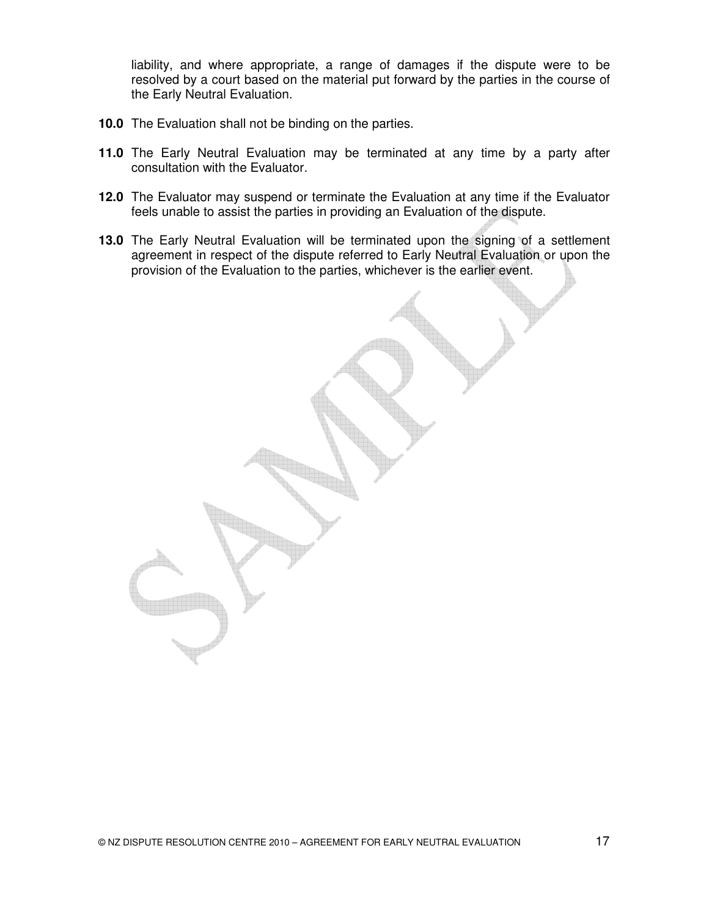liability, and where appropriate, a range of damages if the dispute were to be resolved by a court based on the material put forward by the parties in the course of the Early Neutral Evaluation.

**10.0** The Evaluation shall not be binding on the parties.

**11.0** The Early Neutral Evaluation may be terminated at any time by a party after consultation with the Evaluator.

**12.0** The Evaluator may suspend or terminate the Evaluation at any time if the Evaluator feels unable to assist the parties in providing an Evaluation of the dispute.

**13.0** The Early Neutral Evaluation will be terminated upon the signing of a settlement agreement in respect of the dispute referred to Early Neutral Evaluation or upon the provision of the Evaluation to the parties, whichever is the earlier event.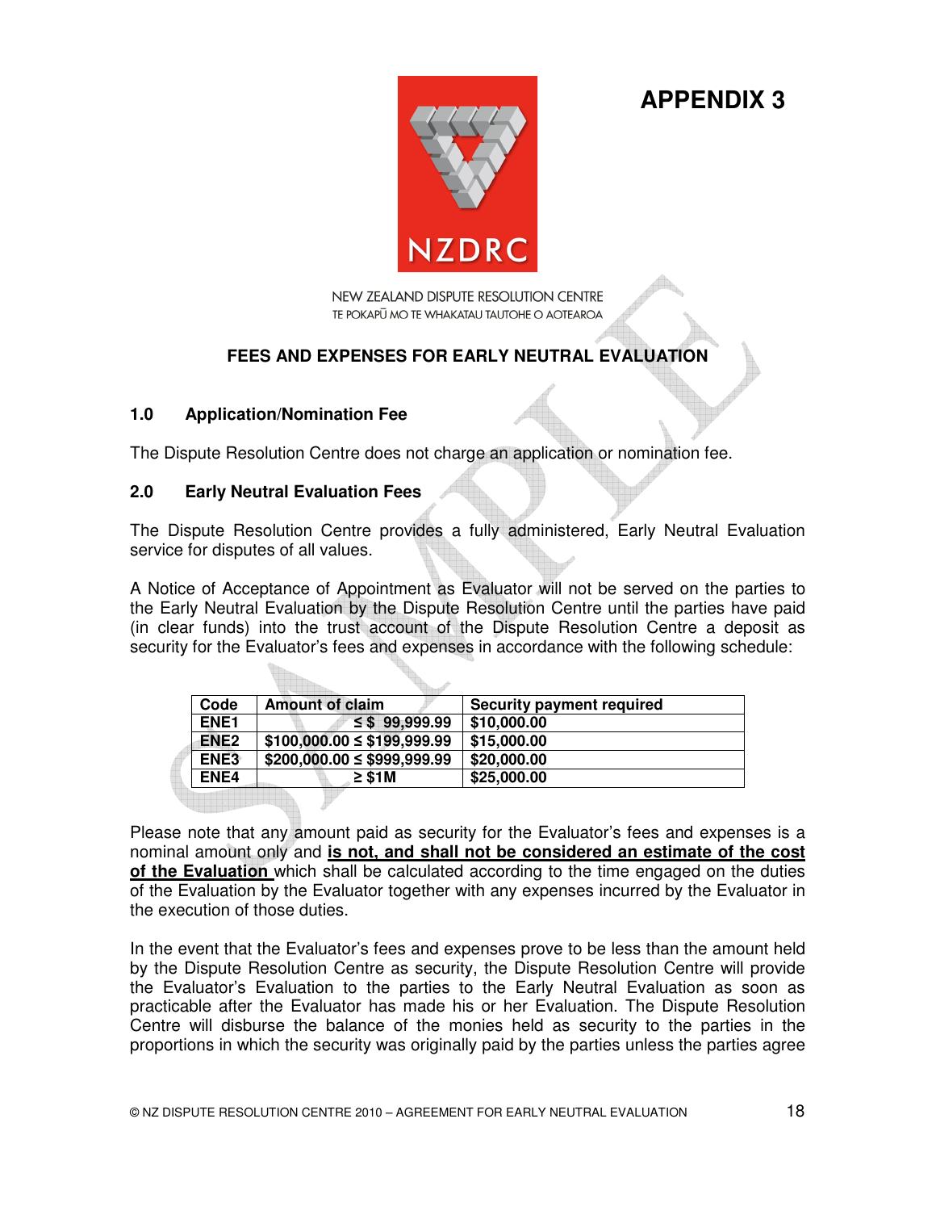# APPENDIX 3

NZDRC

NEW ZEALAND DISPUTE RESOLUTION CENTRE
TE POKAPŪ MO TE WHAKATAU TAUTOHE O AOTEAROA

## FEES AND EXPENSES FOR EARLY NEUTRAL EVALUATION

### 1.0 Application/Nomination Fee

The Dispute Resolution Centre does not charge an application or nomination fee.

### 2.0 Early Neutral Evaluation Fees

The Dispute Resolution Centre provides a fully administered, Early Neutral Evaluation service for disputes of all values.

A Notice of Acceptance of Appointment as Evaluator will not be served on the parties to the Early Neutral Evaluation by the Dispute Resolution Centre until the parties have paid (in clear funds) into the trust account of the Dispute Resolution Centre a deposit as security for the Evaluator's fees and expenses in accordance with the following schedule:

| Code | Amount of claim | Security payment required |
|---|---|---|
| ENE1 | ≤ $ 99,999.99 | $10,000.00 |
| ENE2 | $100,000.00 ≤ $199,999.99 | $15,000.00 |
| ENE3 | $200,000.00 ≤ $999,999.99 | $20,000.00 |
| ENE4 | ≥ $1M | $25,000.00 |

Please note that any amount paid as security for the Evaluator's fees and expenses is a nominal amount only and **is not, and shall not be considered an estimate of the cost of the Evaluation** which shall be calculated according to the time engaged on the duties of the Evaluation by the Evaluator together with any expenses incurred by the Evaluator in the execution of those duties.

In the event that the Evaluator's fees and expenses prove to be less than the amount held by the Dispute Resolution Centre as security, the Dispute Resolution Centre will provide the Evaluator's Evaluation to the parties to the Early Neutral Evaluation as soon as practicable after the Evaluator has made his or her Evaluation. The Dispute Resolution Centre will disburse the balance of the monies held as security to the parties in the proportions in which the security was originally paid by the parties unless the parties agree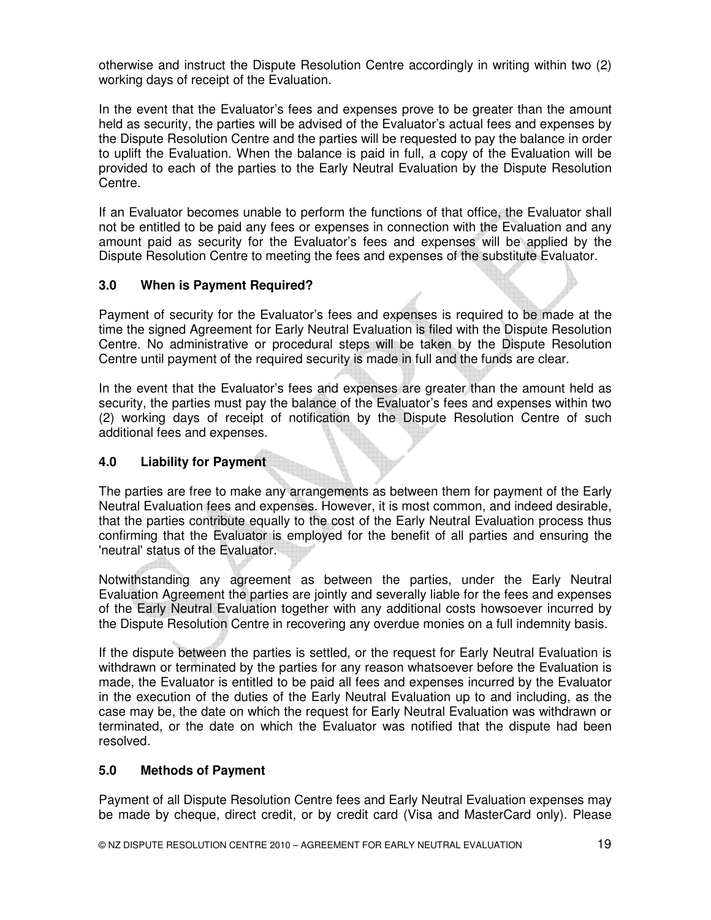otherwise and instruct the Dispute Resolution Centre accordingly in writing within two (2) working days of receipt of the Evaluation.

In the event that the Evaluator's fees and expenses prove to be greater than the amount held as security, the parties will be advised of the Evaluator's actual fees and expenses by the Dispute Resolution Centre and the parties will be requested to pay the balance in order to uplift the Evaluation. When the balance is paid in full, a copy of the Evaluation will be provided to each of the parties to the Early Neutral Evaluation by the Dispute Resolution Centre.

If an Evaluator becomes unable to perform the functions of that office, the Evaluator shall not be entitled to be paid any fees or expenses in connection with the Evaluation and any amount paid as security for the Evaluator's fees and expenses will be applied by the Dispute Resolution Centre to meeting the fees and expenses of the substitute Evaluator.

## 3.0 When is Payment Required?

Payment of security for the Evaluator's fees and expenses is required to be made at the time the signed Agreement for Early Neutral Evaluation is filed with the Dispute Resolution Centre. No administrative or procedural steps will be taken by the Dispute Resolution Centre until payment of the required security is made in full and the funds are clear.

In the event that the Evaluator's fees and expenses are greater than the amount held as security, the parties must pay the balance of the Evaluator's fees and expenses within two (2) working days of receipt of notification by the Dispute Resolution Centre of such additional fees and expenses.

## 4.0 Liability for Payment

The parties are free to make any arrangements as between them for payment of the Early Neutral Evaluation fees and expenses. However, it is most common, and indeed desirable, that the parties contribute equally to the cost of the Early Neutral Evaluation process thus confirming that the Evaluator is employed for the benefit of all parties and ensuring the 'neutral' status of the Evaluator.

Notwithstanding any agreement as between the parties, under the Early Neutral Evaluation Agreement the parties are jointly and severally liable for the fees and expenses of the Early Neutral Evaluation together with any additional costs howsoever incurred by the Dispute Resolution Centre in recovering any overdue monies on a full indemnity basis.

If the dispute between the parties is settled, or the request for Early Neutral Evaluation is withdrawn or terminated by the parties for any reason whatsoever before the Evaluation is made, the Evaluator is entitled to be paid all fees and expenses incurred by the Evaluator in the execution of the duties of the Early Neutral Evaluation up to and including, as the case may be, the date on which the request for Early Neutral Evaluation was withdrawn or terminated, or the date on which the Evaluator was notified that the dispute had been resolved.

## 5.0 Methods of Payment

Payment of all Dispute Resolution Centre fees and Early Neutral Evaluation expenses may be made by cheque, direct credit, or by credit card (Visa and MasterCard only). Please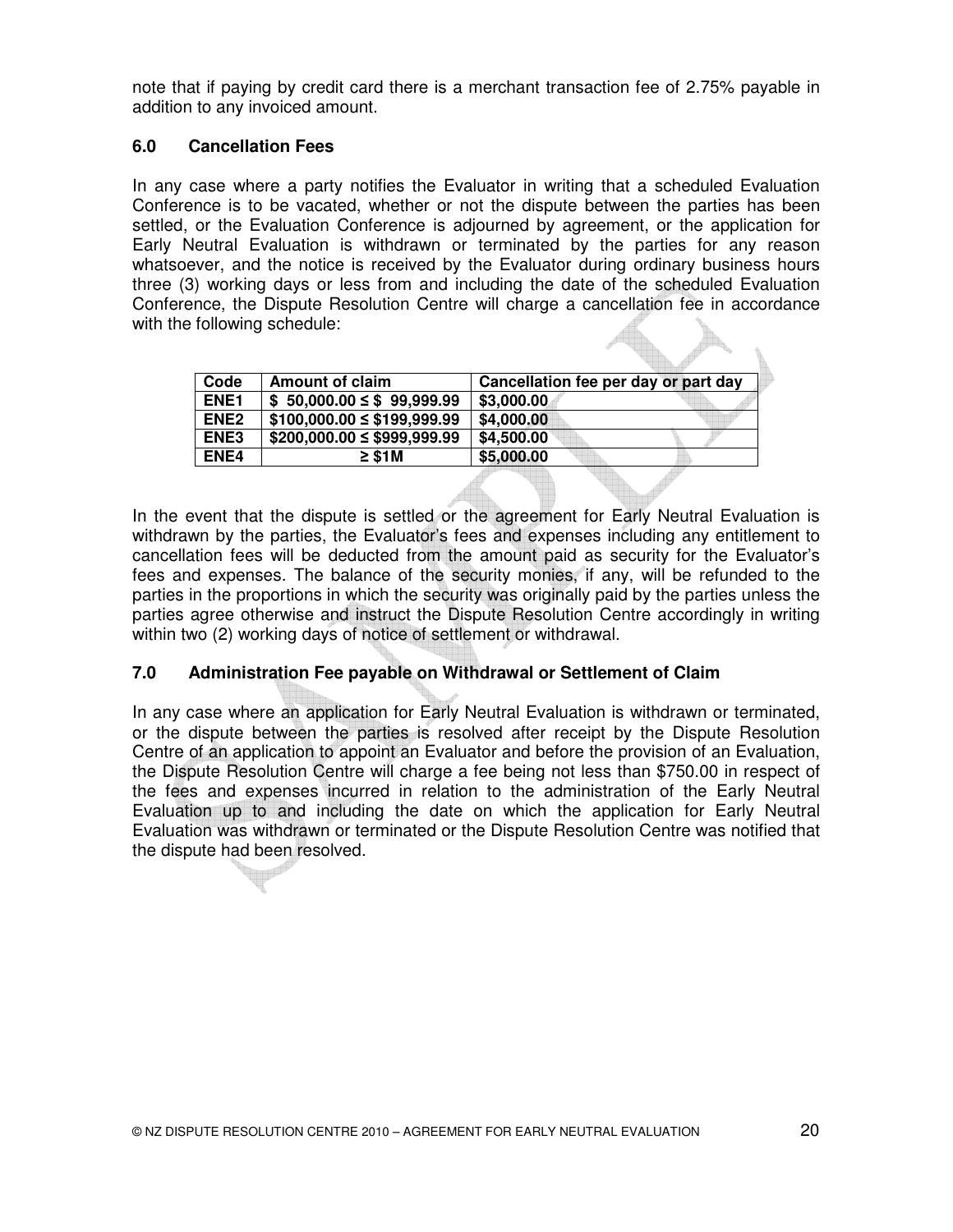note that if paying by credit card there is a merchant transaction fee of 2.75% payable in addition to any invoiced amount.

### 6.0 Cancellation Fees

In any case where a party notifies the Evaluator in writing that a scheduled Evaluation Conference is to be vacated, whether or not the dispute between the parties has been settled, or the Evaluation Conference is adjourned by agreement, or the application for Early Neutral Evaluation is withdrawn or terminated by the parties for any reason whatsoever, and the notice is received by the Evaluator during ordinary business hours three (3) working days or less from and including the date of the scheduled Evaluation Conference, the Dispute Resolution Centre will charge a cancellation fee in accordance with the following schedule:

| Code | Amount of claim | Cancellation fee per day or part day |
|---|---|---|
| ENE1 | $ 50,000.00 ≤ $ 99,999.99 | $3,000.00 |
| ENE2 | $100,000.00 ≤ $199,999.99 | $4,000.00 |
| ENE3 | $200,000.00 ≤ $999,999.99 | $4,500.00 |
| ENE4 | ≥ $1M | $5,000.00 |

In the event that the dispute is settled or the agreement for Early Neutral Evaluation is withdrawn by the parties, the Evaluator's fees and expenses including any entitlement to cancellation fees will be deducted from the amount paid as security for the Evaluator's fees and expenses. The balance of the security monies, if any, will be refunded to the parties in the proportions in which the security was originally paid by the parties unless the parties agree otherwise and instruct the Dispute Resolution Centre accordingly in writing within two (2) working days of notice of settlement or withdrawal.

### 7.0 Administration Fee payable on Withdrawal or Settlement of Claim

In any case where an application for Early Neutral Evaluation is withdrawn or terminated, or the dispute between the parties is resolved after receipt by the Dispute Resolution Centre of an application to appoint an Evaluator and before the provision of an Evaluation, the Dispute Resolution Centre will charge a fee being not less than $750.00 in respect of the fees and expenses incurred in relation to the administration of the Early Neutral Evaluation up to and including the date on which the application for Early Neutral Evaluation was withdrawn or terminated or the Dispute Resolution Centre was notified that the dispute had been resolved.